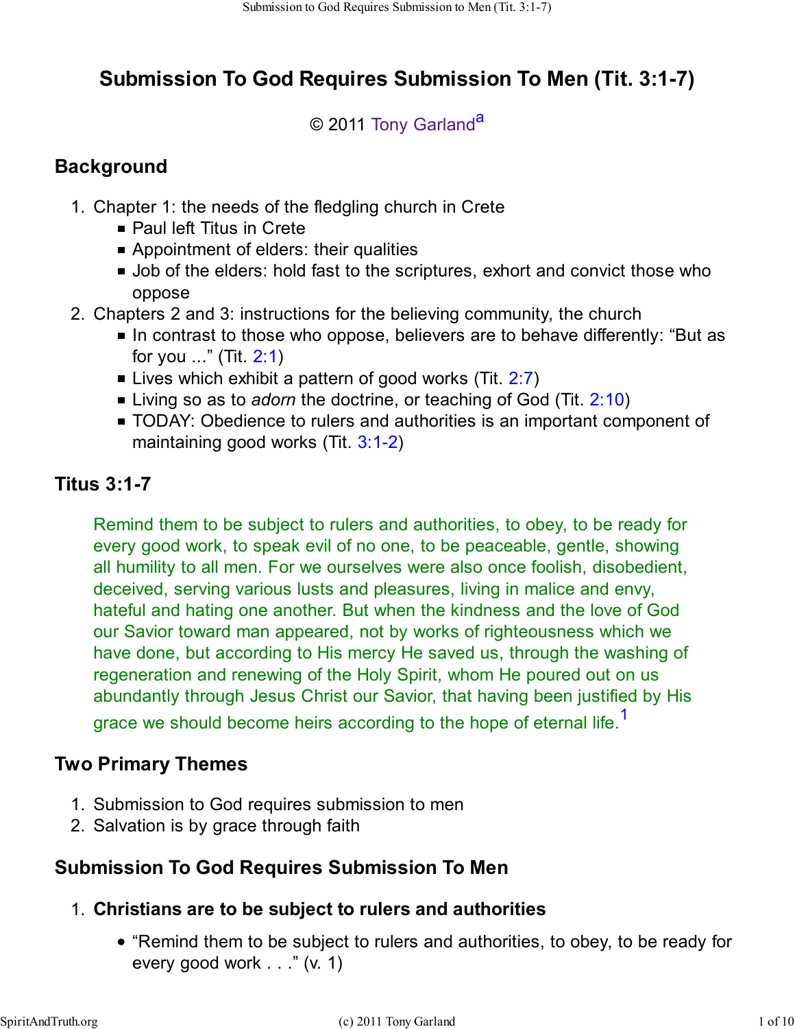# Submission To God Requires Submission To Men (Tit. 3:1-7)

© 2011 Tony Garland[a]

## Background

1. Chapter 1: the needs of the fledgling church in Crete
   - Paul left Titus in Crete
   - Appointment of elders: their qualities
   - Job of the elders: hold fast to the scriptures, exhort and convict those who oppose
2. Chapters 2 and 3: instructions for the believing community, the church
   - In contrast to those who oppose, believers are to behave differently: "But as for you ..." (Tit. 2:1)
   - Lives which exhibit a pattern of good works (Tit. 2:7)
   - Living so as to *adorn* the doctrine, or teaching of God (Tit. 2:10)
   - TODAY: Obedience to rulers and authorities is an important component of maintaining good works (Tit. 3:1-2)

## Titus 3:1-7

> Remind them to be subject to rulers and authorities, to obey, to be ready for every good work, to speak evil of no one, to be peaceable, gentle, showing all humility to all men. For we ourselves were also once foolish, disobedient, deceived, serving various lusts and pleasures, living in malice and envy, hateful and hating one another. But when the kindness and the love of God our Savior toward man appeared, not by works of righteousness which we have done, but according to His mercy He saved us, through the washing of regeneration and renewing of the Holy Spirit, whom He poured out on us abundantly through Jesus Christ our Savior, that having been justified by His grace we should become heirs according to the hope of eternal life.[1]

## Two Primary Themes

1. Submission to God requires submission to men
2. Salvation is by grace through faith

## Submission To God Requires Submission To Men

1. **Christians are to be subject to rulers and authorities**
   - "Remind them to be subject to rulers and authorities, to obey, to be ready for every good work . . ." (v. 1)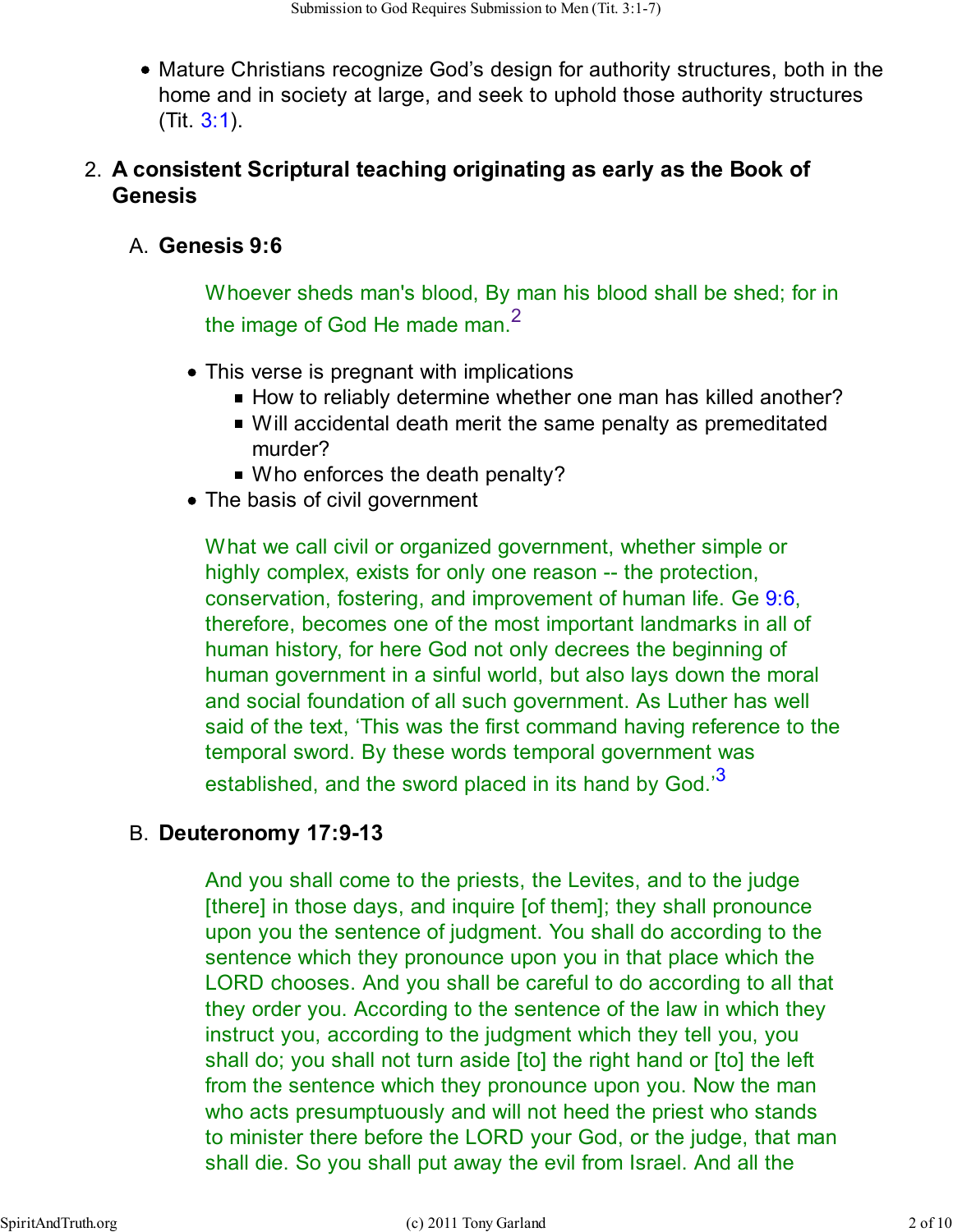- Mature Christians recognize God’s design for authority structures, both in the home and in society at large, and seek to uphold those authority structures (Tit. 3:1).

2. **A consistent Scriptural teaching originating as early as the Book of Genesis**

   A. **Genesis 9:6**

   > Whoever sheds man's blood, By man his blood shall be shed; for in the image of God He made man.[2]

   - This verse is pregnant with implications
     - How to reliably determine whether one man has killed another?
     - Will accidental death merit the same penalty as premeditated murder?
     - Who enforces the death penalty?
   - The basis of civil government

   > What we call civil or organized government, whether simple or highly complex, exists for only one reason -- the protection, conservation, fostering, and improvement of human life. Ge 9:6, therefore, becomes one of the most important landmarks in all of human history, for here God not only decrees the beginning of human government in a sinful world, but also lays down the moral and social foundation of all such government. As Luther has well said of the text, ‘This was the first command having reference to the temporal sword. By these words temporal government was established, and the sword placed in its hand by God.’[3]

   B. **Deuteronomy 17:9-13**

   > And you shall come to the priests, the Levites, and to the judge [there] in those days, and inquire [of them]; they shall pronounce upon you the sentence of judgment. You shall do according to the sentence which they pronounce upon you in that place which the LORD chooses. And you shall be careful to do according to all that they order you. According to the sentence of the law in which they instruct you, according to the judgment which they tell you, you shall do; you shall not turn aside [to] the right hand or [to] the left from the sentence which they pronounce upon you. Now the man who acts presumptuously and will not heed the priest who stands to minister there before the LORD your God, or the judge, that man shall die. So you shall put away the evil from Israel. And all the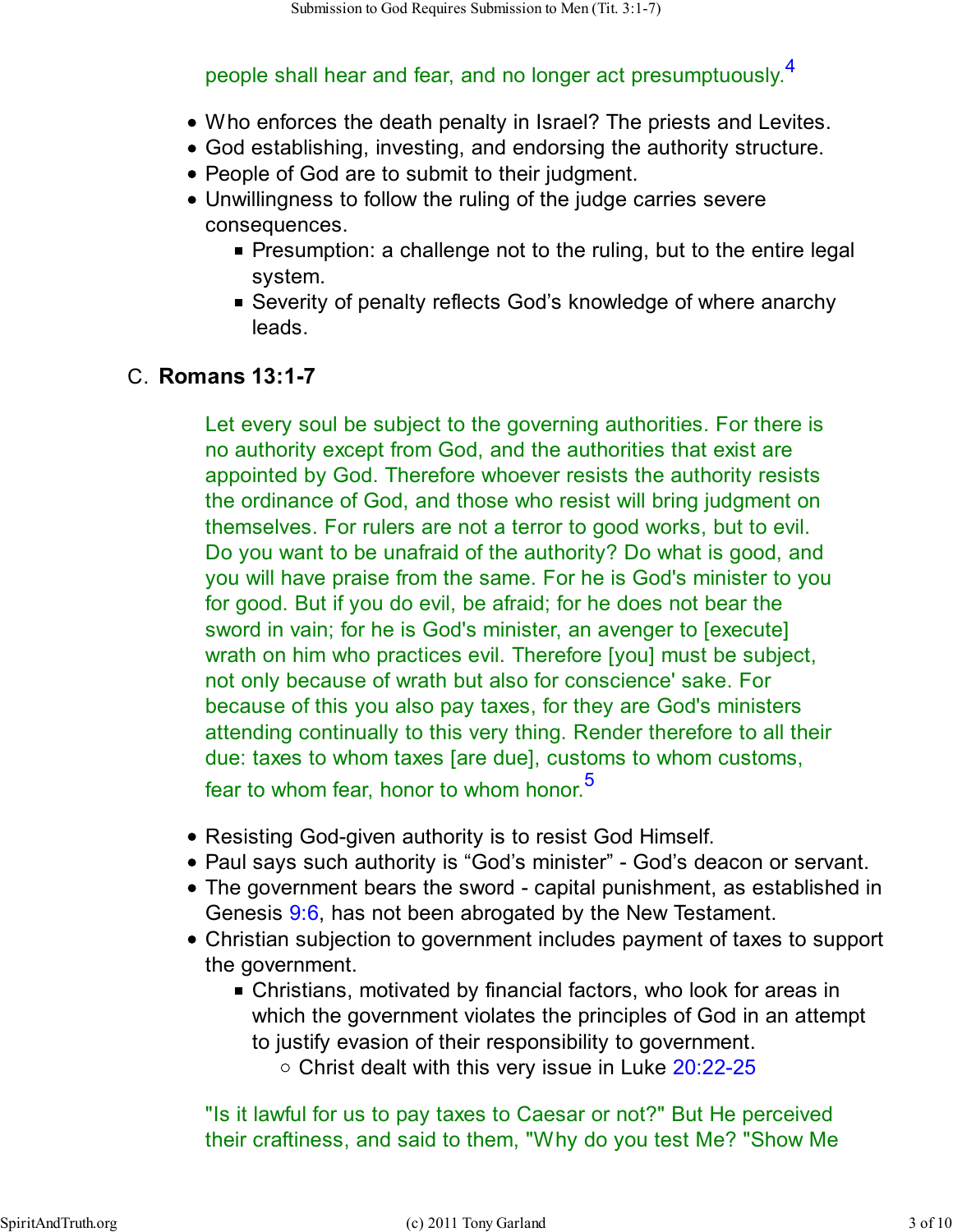people shall hear and fear, and no longer act presumptuously.[4]

- Who enforces the death penalty in Israel? The priests and Levites.
- God establishing, investing, and endorsing the authority structure.
- People of God are to submit to their judgment.
- Unwillingness to follow the ruling of the judge carries severe consequences.
  - Presumption: a challenge not to the ruling, but to the entire legal system.
  - Severity of penalty reflects God's knowledge of where anarchy leads.

C. **Romans 13:1-7**

Let every soul be subject to the governing authorities. For there is no authority except from God, and the authorities that exist are appointed by God. Therefore whoever resists the authority resists the ordinance of God, and those who resist will bring judgment on themselves. For rulers are not a terror to good works, but to evil. Do you want to be unafraid of the authority? Do what is good, and you will have praise from the same. For he is God's minister to you for good. But if you do evil, be afraid; for he does not bear the sword in vain; for he is God's minister, an avenger to [execute] wrath on him who practices evil. Therefore [you] must be subject, not only because of wrath but also for conscience' sake. For because of this you also pay taxes, for they are God's ministers attending continually to this very thing. Render therefore to all their due: taxes to whom taxes [are due], customs to whom customs, fear to whom fear, honor to whom honor.[5]

- Resisting God-given authority is to resist God Himself.
- Paul says such authority is "God's minister" - God's deacon or servant.
- The government bears the sword - capital punishment, as established in Genesis 9:6, has not been abrogated by the New Testament.
- Christian subjection to government includes payment of taxes to support the government.
  - Christians, motivated by financial factors, who look for areas in which the government violates the principles of God in an attempt to justify evasion of their responsibility to government.
    - Christ dealt with this very issue in Luke 20:22-25

"Is it lawful for us to pay taxes to Caesar or not?" But He perceived their craftiness, and said to them, "Why do you test Me? "Show Me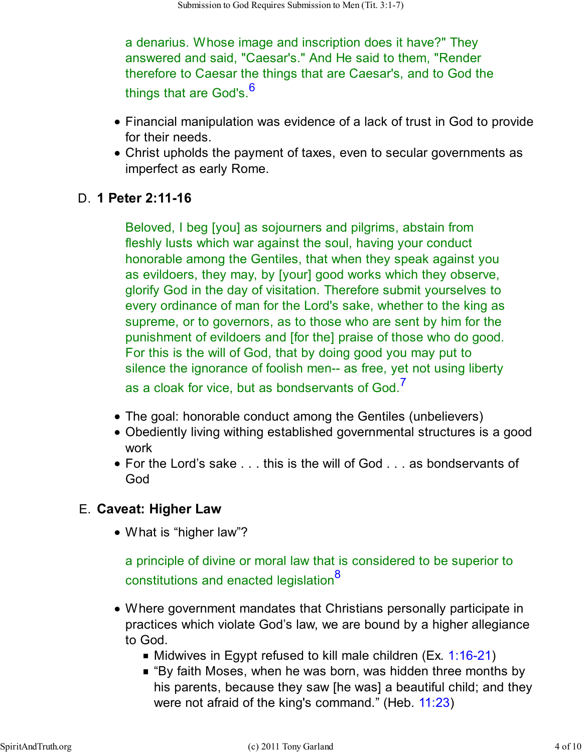a denarius. Whose image and inscription does it have?" They answered and said, "Caesar's." And He said to them, "Render therefore to Caesar the things that are Caesar's, and to God the things that are God's.[6]

- Financial manipulation was evidence of a lack of trust in God to provide for their needs.
- Christ upholds the payment of taxes, even to secular governments as imperfect as early Rome.

### D. **1 Peter 2:11-16**

Beloved, I beg [you] as sojourners and pilgrims, abstain from fleshly lusts which war against the soul, having your conduct honorable among the Gentiles, that when they speak against you as evildoers, they may, by [your] good works which they observe, glorify God in the day of visitation. Therefore submit yourselves to every ordinance of man for the Lord's sake, whether to the king as supreme, or to governors, as to those who are sent by him for the punishment of evildoers and [for the] praise of those who do good. For this is the will of God, that by doing good you may put to silence the ignorance of foolish men-- as free, yet not using liberty as a cloak for vice, but as bondservants of God.[7]

- The goal: honorable conduct among the Gentiles (unbelievers)
- Obediently living withing established governmental structures is a good work
- For the Lord's sake . . . this is the will of God . . . as bondservants of God

### E. **Caveat: Higher Law**

- What is "higher law"?

a principle of divine or moral law that is considered to be superior to constitutions and enacted legislation[8]

- Where government mandates that Christians personally participate in practices which violate God's law, we are bound by a higher allegiance to God.
  - Midwives in Egypt refused to kill male children (Ex. 1:16-21)
  - "By faith Moses, when he was born, was hidden three months by his parents, because they saw [he was] a beautiful child; and they were not afraid of the king's command." (Heb. 11:23)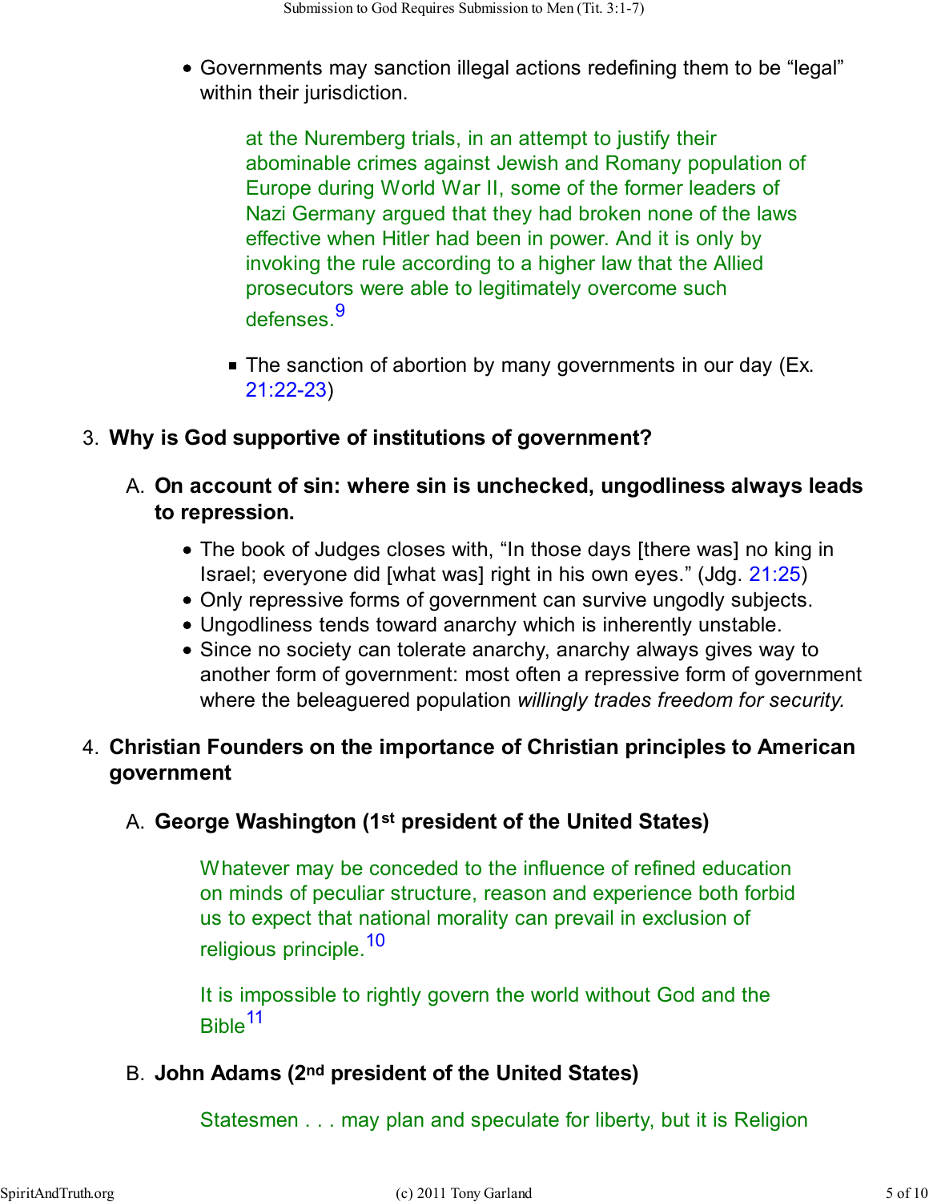- Governments may sanction illegal actions redefining them to be “legal” within their jurisdiction.

    > at the Nuremberg trials, in an attempt to justify their abominable crimes against Jewish and Romany population of Europe during World War II, some of the former leaders of Nazi Germany argued that they had broken none of the laws effective when Hitler had been in power. And it is only by invoking the rule according to a higher law that the Allied prosecutors were able to legitimately overcome such defenses.[9]

    - The sanction of abortion by many governments in our day (Ex. 21:22-23)

3. **Why is God supportive of institutions of government?**

    A. **On account of sin: where sin is unchecked, ungodliness always leads to repression.**

    - The book of Judges closes with, “In those days [there was] no king in Israel; everyone did [what was] right in his own eyes.” (Jdg. 21:25)
    - Only repressive forms of government can survive ungodly subjects.
    - Ungodliness tends toward anarchy which is inherently unstable.
    - Since no society can tolerate anarchy, anarchy always gives way to another form of government: most often a repressive form of government where the beleaguered population *willingly trades freedom for security.*

4. **Christian Founders on the importance of Christian principles to American government**

    A. **George Washington (1st president of the United States)**

    > Whatever may be conceded to the influence of refined education on minds of peculiar structure, reason and experience both forbid us to expect that national morality can prevail in exclusion of religious principle.[10]
    >
    > It is impossible to rightly govern the world without God and the Bible[11]

    B. **John Adams (2nd president of the United States)**

    > Statesmen . . . may plan and speculate for liberty, but it is Religion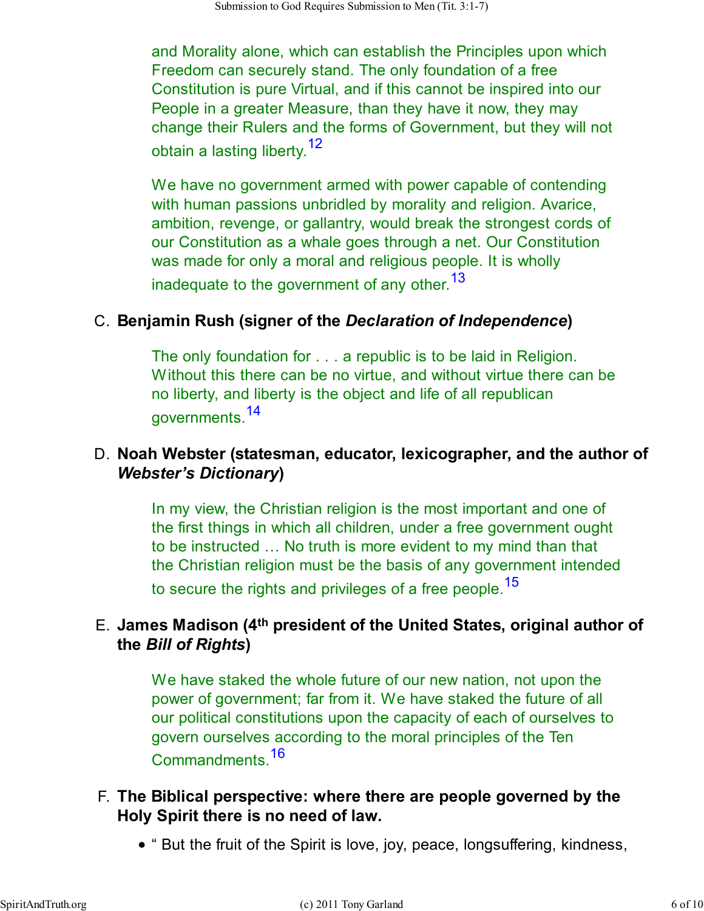> and Morality alone, which can establish the Principles upon which Freedom can securely stand. The only foundation of a free Constitution is pure Virtual, and if this cannot be inspired into our People in a greater Measure, than they have it now, they may change their Rulers and the forms of Government, but they will not obtain a lasting liberty.[12]

> We have no government armed with power capable of contending with human passions unbridled by morality and religion. Avarice, ambition, revenge, or gallantry, would break the strongest cords of our Constitution as a whale goes through a net. Our Constitution was made for only a moral and religious people. It is wholly inadequate to the government of any other.[13]

C. **Benjamin Rush (signer of the *Declaration of Independence*)**

> The only foundation for . . . a republic is to be laid in Religion. Without this there can be no virtue, and without virtue there can be no liberty, and liberty is the object and life of all republican governments.[14]

D. **Noah Webster (statesman, educator, lexicographer, and the author of *Webster's Dictionary*)**

> In my view, the Christian religion is the most important and one of the first things in which all children, under a free government ought to be instructed … No truth is more evident to my mind than that the Christian religion must be the basis of any government intended to secure the rights and privileges of a free people.[15]

E. **James Madison (4th president of the United States, original author of the *Bill of Rights*)**

> We have staked the whole future of our new nation, not upon the power of government; far from it. We have staked the future of all our political constitutions upon the capacity of each of ourselves to govern ourselves according to the moral principles of the Ten Commandments.[16]

F. **The Biblical perspective: where there are people governed by the Holy Spirit there is no need of law.**

- " But the fruit of the Spirit is love, joy, peace, longsuffering, kindness,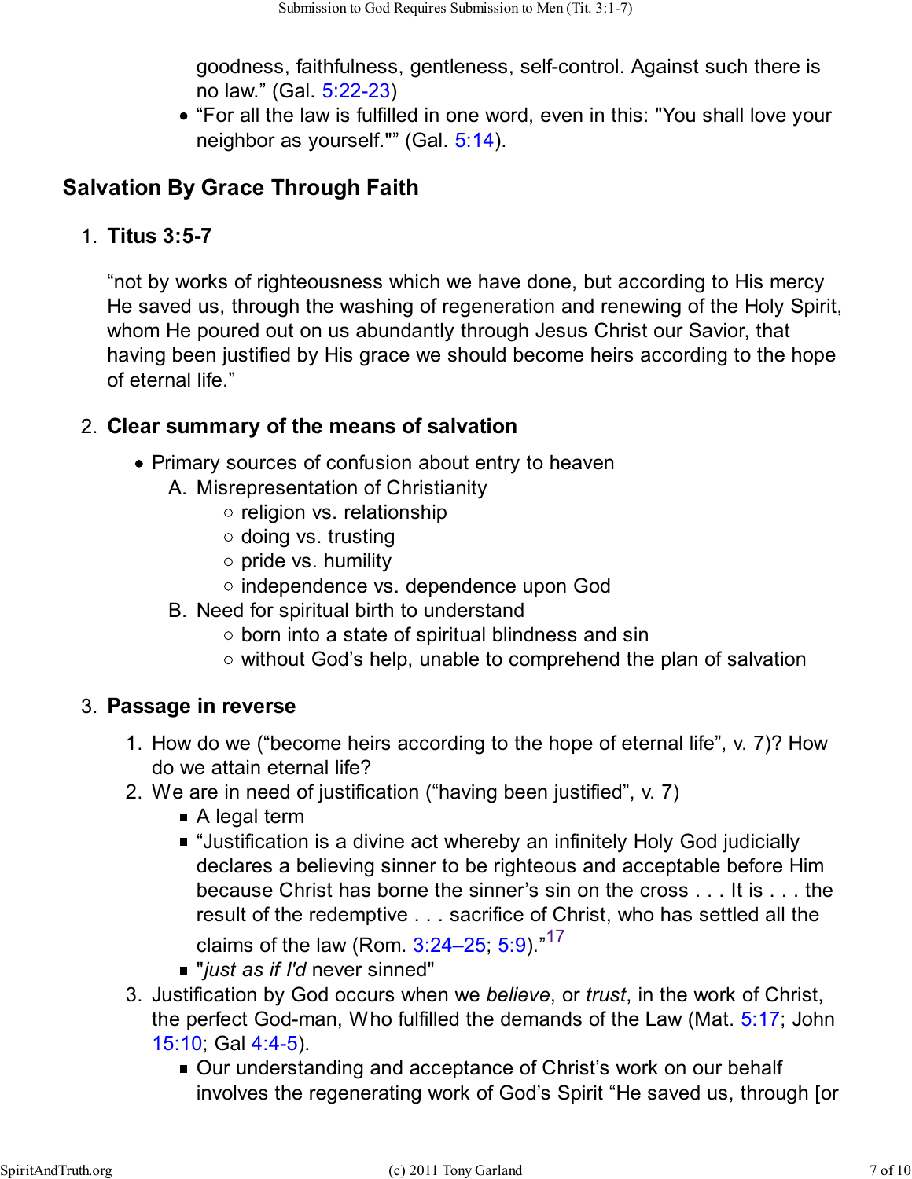goodness, faithfulness, gentleness, self-control. Against such there is no law." (Gal. 5:22-23)
- "For all the law is fulfilled in one word, even in this: "You shall love your neighbor as yourself."" (Gal. 5:14).

## Salvation By Grace Through Faith

1. **Titus 3:5-7**

   "not by works of righteousness which we have done, but according to His mercy He saved us, through the washing of regeneration and renewing of the Holy Spirit, whom He poured out on us abundantly through Jesus Christ our Savior, that having been justified by His grace we should become heirs according to the hope of eternal life."

2. **Clear summary of the means of salvation**
   - Primary sources of confusion about entry to heaven
     A. Misrepresentation of Christianity
        - religion vs. relationship
        - doing vs. trusting
        - pride vs. humility
        - independence vs. dependence upon God

     B. Need for spiritual birth to understand
        - born into a state of spiritual blindness and sin
        - without God's help, unable to comprehend the plan of salvation

3. **Passage in reverse**
   1. How do we ("become heirs according to the hope of eternal life", v. 7)? How do we attain eternal life?
   2. We are in need of justification ("having been justified", v. 7)
      - A legal term
      - "Justification is a divine act whereby an infinitely Holy God judicially declares a believing sinner to be righteous and acceptable before Him because Christ has borne the sinner's sin on the cross . . . It is . . . the result of the redemptive . . . sacrifice of Christ, who has settled all the claims of the law (Rom. 3:24–25; 5:9)."[17]
      - "*just as if I'd* never sinned"
   3. Justification by God occurs when we *believe*, or *trust*, in the work of Christ, the perfect God-man, Who fulfilled the demands of the Law (Mat. 5:17; John 15:10; Gal 4:4-5).
      - Our understanding and acceptance of Christ's work on our behalf involves the regenerating work of God's Spirit "He saved us, through [or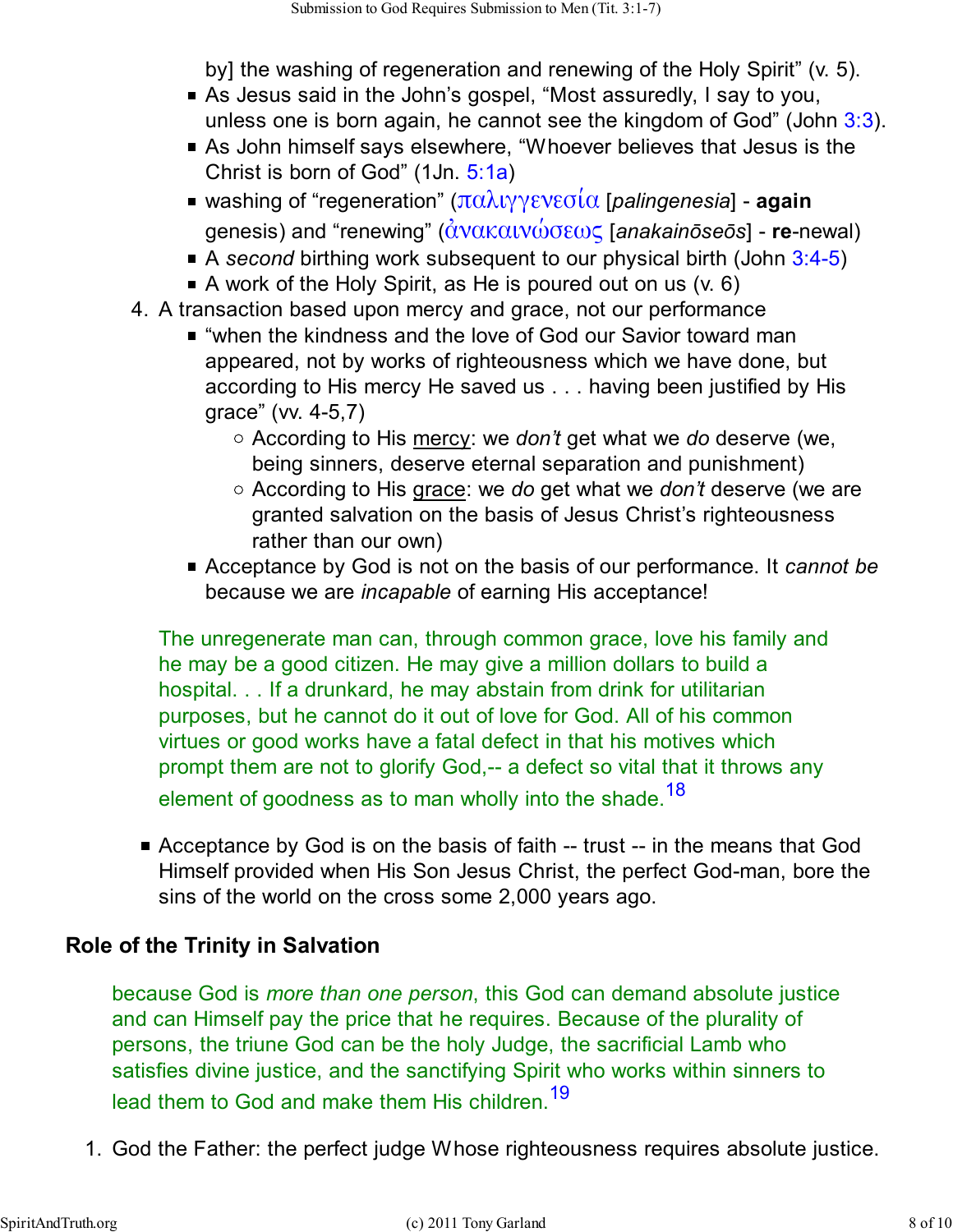by] the washing of regeneration and renewing of the Holy Spirit" (v. 5).
- As Jesus said in the John's gospel, "Most assuredly, I say to you, unless one is born again, he cannot see the kingdom of God" (John 3:3).
- As John himself says elsewhere, "Whoever believes that Jesus is the Christ is born of God" (1Jn. 5:1a)
- washing of "regeneration" (παλιγγενεσία [*palingenesia*] - **again** genesis) and "renewing" (ἀνακαινώσεως [*anakainōseōs*] - **re**-newal)
- A *second* birthing work subsequent to our physical birth (John 3:4-5)
- A work of the Holy Spirit, as He is poured out on us (v. 6)

4. A transaction based upon mercy and grace, not our performance
   - "when the kindness and the love of God our Savior toward man appeared, not by works of righteousness which we have done, but according to His mercy He saved us . . . having been justified by His grace" (vv. 4-5,7)
     - According to His mercy: we *don't* get what we *do* deserve (we, being sinners, deserve eternal separation and punishment)
     - According to His grace: we *do* get what we *don't* deserve (we are granted salvation on the basis of Jesus Christ's righteousness rather than our own)
   - Acceptance by God is not on the basis of our performance. It *cannot be* because we are *incapable* of earning His acceptance!

   The unregenerate man can, through common grace, love his family and he may be a good citizen. He may give a million dollars to build a hospital. . . If a drunkard, he may abstain from drink for utilitarian purposes, but he cannot do it out of love for God. All of his common virtues or good works have a fatal defect in that his motives which prompt them are not to glorify God,-- a defect so vital that it throws any element of goodness as to man wholly into the shade.[18]

   - Acceptance by God is on the basis of faith -- trust -- in the means that God Himself provided when His Son Jesus Christ, the perfect God-man, bore the sins of the world on the cross some 2,000 years ago.

## Role of the Trinity in Salvation

because God is *more than one person*, this God can demand absolute justice and can Himself pay the price that he requires. Because of the plurality of persons, the triune God can be the holy Judge, the sacrificial Lamb who satisfies divine justice, and the sanctifying Spirit who works within sinners to lead them to God and make them His children.[19]

1. God the Father: the perfect judge Whose righteousness requires absolute justice.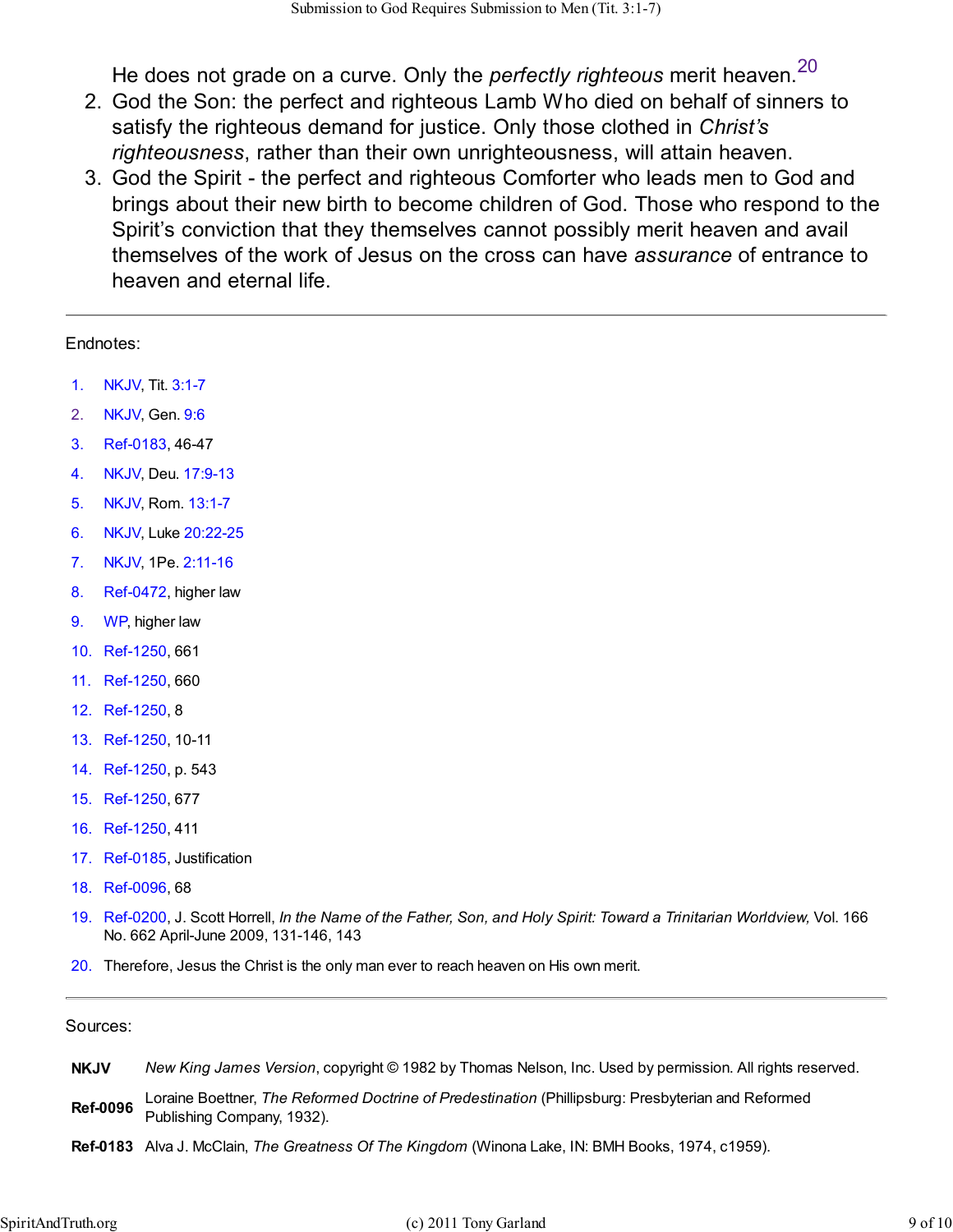He does not grade on a curve. Only the *perfectly righteous* merit heaven.[20]

2. God the Son: the perfect and righteous Lamb Who died on behalf of sinners to satisfy the righteous demand for justice. Only those clothed in *Christ's righteousness*, rather than their own unrighteousness, will attain heaven.
3. God the Spirit - the perfect and righteous Comforter who leads men to God and brings about their new birth to become children of God. Those who respond to the Spirit's conviction that they themselves cannot possibly merit heaven and avail themselves of the work of Jesus on the cross can have *assurance* of entrance to heaven and eternal life.

---

Endnotes:

1. NKJV, Tit. 3:1-7
2. NKJV, Gen. 9:6
3. Ref-0183, 46-47
4. NKJV, Deu. 17:9-13
5. NKJV, Rom. 13:1-7
6. NKJV, Luke 20:22-25
7. NKJV, 1Pe. 2:11-16
8. Ref-0472, higher law
9. WP, higher law
10. Ref-1250, 661
11. Ref-1250, 660
12. Ref-1250, 8
13. Ref-1250, 10-11
14. Ref-1250, p. 543
15. Ref-1250, 677
16. Ref-1250, 411
17. Ref-0185, Justification
18. Ref-0096, 68
19. Ref-0200, J. Scott Horrell, *In the Name of the Father, Son, and Holy Spirit: Toward a Trinitarian Worldview,* Vol. 166 No. 662 April-June 2009, 131-146, 143
20. Therefore, Jesus the Christ is the only man ever to reach heaven on His own merit.

---

Sources:

| | |
|---|---|
| **NKJV** | *New King James Version*, copyright © 1982 by Thomas Nelson, Inc. Used by permission. All rights reserved. |
| **Ref-0096** | Loraine Boettner, *The Reformed Doctrine of Predestination* (Phillipsburg: Presbyterian and Reformed Publishing Company, 1932). |
| **Ref-0183** | Alva J. McClain, *The Greatness Of The Kingdom* (Winona Lake, IN: BMH Books, 1974, c1959). |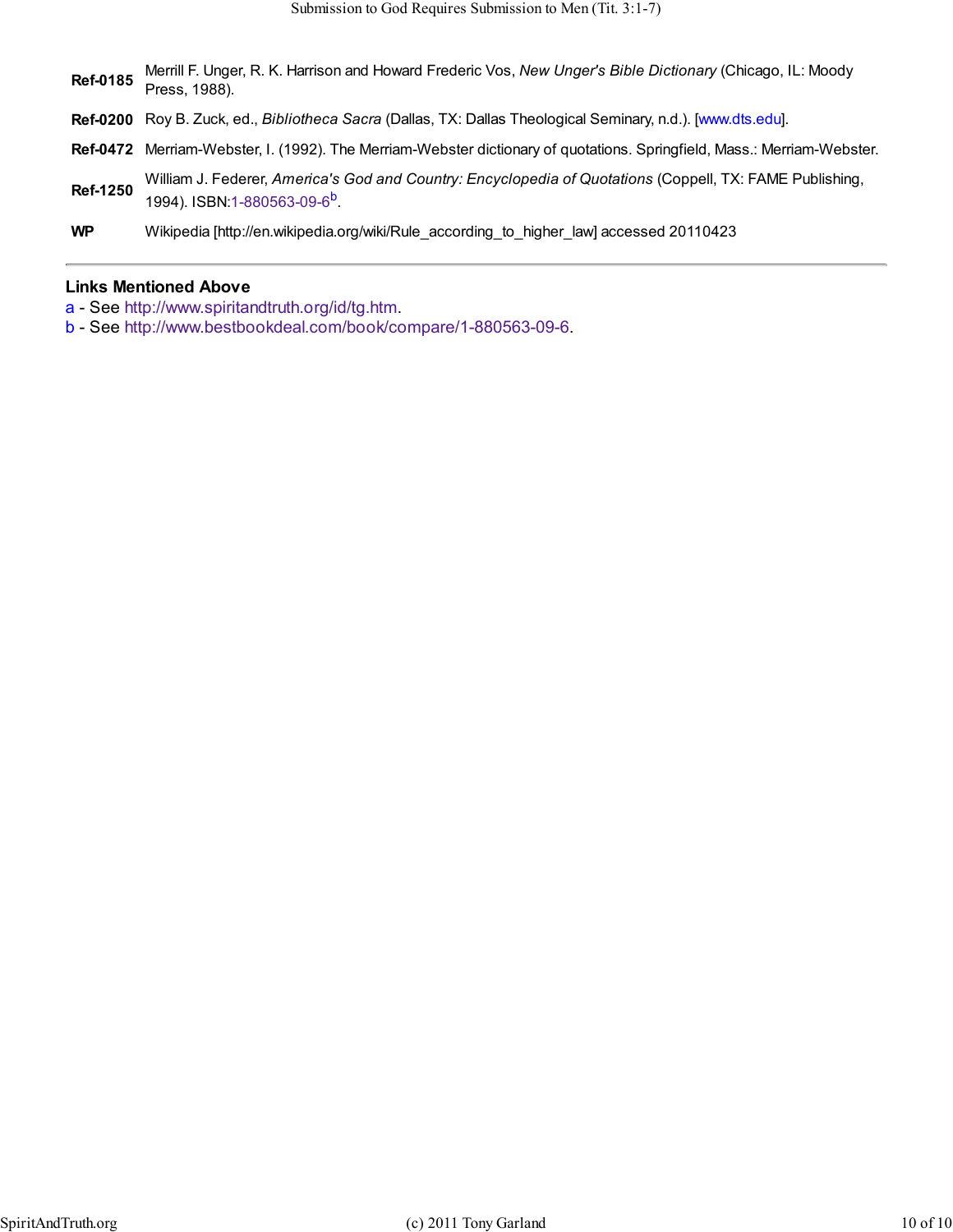| | |
|---|---|
| **Ref-0185** | Merrill F. Unger, R. K. Harrison and Howard Frederic Vos, *New Unger's Bible Dictionary* (Chicago, IL: Moody Press, 1988). |
| **Ref-0200** | Roy B. Zuck, ed., *Bibliotheca Sacra* (Dallas, TX: Dallas Theological Seminary, n.d.). [www.dts.edu]. |
| **Ref-0472** | Merriam-Webster, I. (1992). The Merriam-Webster dictionary of quotations. Springfield, Mass.: Merriam-Webster. |
| **Ref-1250** | William J. Federer, *America's God and Country: Encyclopedia of Quotations* (Coppell, TX: FAME Publishing, 1994). ISBN:1-880563-09-6[b]. |
| **WP** | Wikipedia [http://en.wikipedia.org/wiki/Rule_according_to_higher_law] accessed 20110423 |

---

**Links Mentioned Above**

a - See http://www.spiritandtruth.org/id/tg.htm.
b - See http://www.bestbookdeal.com/book/compare/1-880563-09-6.